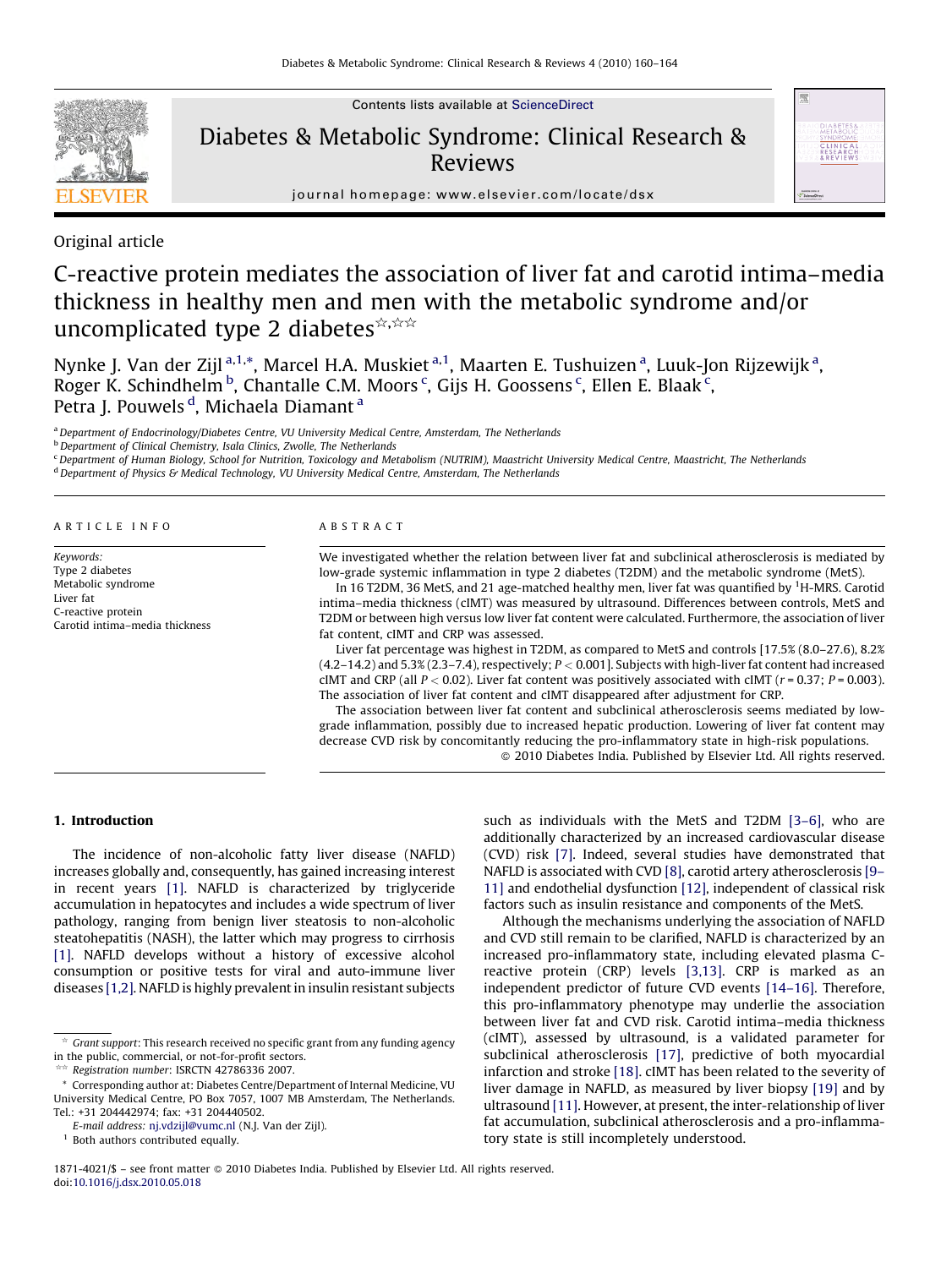Original article

# C-reactive protein mediates the association of liver fat and carotid intima–media thickness in healthy men and men with the metabolic syndrome and/or uncomplicated type 2 diabetes[☆,☆☆]

Nynke J. Van der Zijl[a,1,*], Marcel H.A. Muskiet[a,1], Maarten E. Tushuizen[a], Luuk-Jon Rijzewijk[a], Roger K. Schindhelm[b], Chantalle C.M. Moors[c], Gijs H. Goossens[c], Ellen E. Blaak[c], Petra J. Pouwels[d], Michaela Diamant[a]

[a] Department of Endocrinology/Diabetes Centre, VU University Medical Centre, Amsterdam, The Netherlands
[b] Department of Clinical Chemistry, Isala Clinics, Zwolle, The Netherlands
[c] Department of Human Biology, School for Nutrition, Toxicology and Metabolism (NUTRIM), Maastricht University Medical Centre, Maastricht, The Netherlands
[d] Department of Physics & Medical Technology, VU University Medical Centre, Amsterdam, The Netherlands

## ARTICLE INFO

*Keywords:*
Type 2 diabetes
Metabolic syndrome
Liver fat
C-reactive protein
Carotid intima–media thickness

## ABSTRACT

We investigated whether the relation between liver fat and subclinical atherosclerosis is mediated by low-grade systemic inflammation in type 2 diabetes (T2DM) and the metabolic syndrome (MetS).

In 16 T2DM, 36 MetS, and 21 age-matched healthy men, liver fat was quantified by $^{1}$H-MRS. Carotid intima–media thickness (cIMT) was measured by ultrasound. Differences between controls, MetS and T2DM or between high versus low liver fat content were calculated. Furthermore, the association of liver fat content, cIMT and CRP was assessed.

Liver fat percentage was highest in T2DM, as compared to MetS and controls [17.5% (8.0–27.6), 8.2% (4.2–14.2) and 5.3% (2.3–7.4), respectively; $P < 0.001$]. Subjects with high-liver fat content had increased cIMT and CRP (all $P < 0.02$). Liver fat content was positively associated with cIMT ($r = 0.37$; $P = 0.003$). The association of liver fat content and cIMT disappeared after adjustment for CRP.

The association between liver fat content and subclinical atherosclerosis seems mediated by low-grade inflammation, possibly due to increased hepatic production. Lowering of liver fat content may decrease CVD risk by concomitantly reducing the pro-inflammatory state in high-risk populations.

© 2010 Diabetes India. Published by Elsevier Ltd. All rights reserved.

## 1. Introduction

The incidence of non-alcoholic fatty liver disease (NAFLD) increases globally and, consequently, has gained increasing interest in recent years [1]. NAFLD is characterized by triglyceride accumulation in hepatocytes and includes a wide spectrum of liver pathology, ranging from benign liver steatosis to non-alcoholic steatohepatitis (NASH), the latter which may progress to cirrhosis [1]. NAFLD develops without a history of excessive alcohol consumption or positive tests for viral and auto-immune liver diseases [1,2]. NAFLD is highly prevalent in insulin resistant subjects such as individuals with the MetS and T2DM [3–6], who are additionally characterized by an increased cardiovascular disease (CVD) risk [7]. Indeed, several studies have demonstrated that NAFLD is associated with CVD [8], carotid artery atherosclerosis [9–11] and endothelial dysfunction [12], independent of classical risk factors such as insulin resistance and components of the MetS.

Although the mechanisms underlying the association of NAFLD and CVD still remain to be clarified, NAFLD is characterized by an increased pro-inflammatory state, including elevated plasma C-reactive protein (CRP) levels [3,13]. CRP is marked as an independent predictor of future CVD events [14–16]. Therefore, this pro-inflammatory phenotype may underlie the association between liver fat and CVD risk. Carotid intima–media thickness (cIMT), assessed by ultrasound, is a validated parameter for subclinical atherosclerosis [17], predictive of both myocardial infarction and stroke [18]. cIMT has been related to the severity of liver damage in NAFLD, as measured by liver biopsy [19] and by ultrasound [11]. However, at present, the inter-relationship of liver fat accumulation, subclinical atherosclerosis and a pro-inflammatory state is still incompletely understood.

☆ *Grant support*: This research received no specific grant from any funding agency in the public, commercial, or not-for-profit sectors.
☆☆ *Registration number*: ISRCTN 42786336 2007.
* Corresponding author at: Diabetes Centre/Department of Internal Medicine, VU University Medical Centre, PO Box 7057, 1007 MB Amsterdam, The Netherlands. Tel.: +31 204442974; fax: +31 204440502.
*E-mail address:* nj.vdzijl@vumc.nl (N.J. Van der Zijl).
[1] Both authors contributed equally.

1871-4021/$ – see front matter © 2010 Diabetes India. Published by Elsevier Ltd. All rights reserved.
doi:10.1016/j.dsx.2010.05.018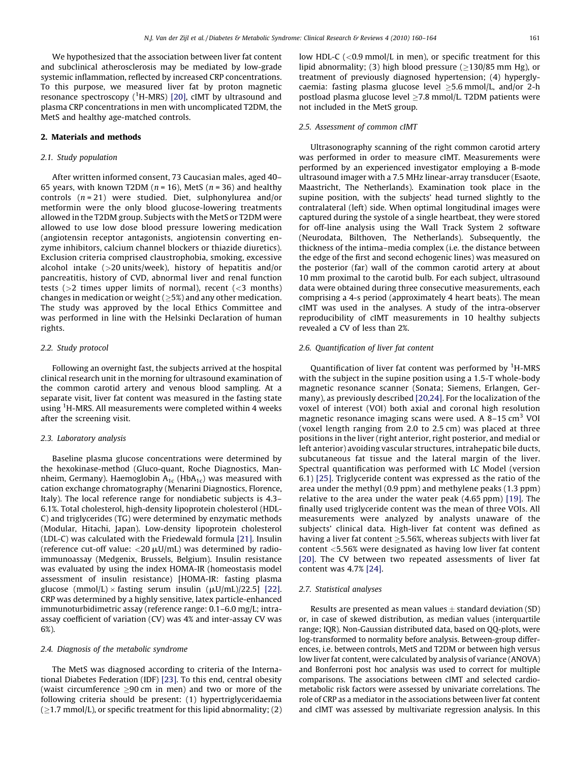We hypothesized that the association between liver fat content and subclinical atherosclerosis may be mediated by low-grade systemic inflammation, reflected by increased CRP concentrations. To this purpose, we measured liver fat by proton magnetic resonance spectroscopy ($^{1}$H-MRS) [20], cIMT by ultrasound and plasma CRP concentrations in men with uncomplicated T2DM, the MetS and healthy age-matched controls.

## 2. Materials and methods

### 2.1. Study population

After written informed consent, 73 Caucasian males, aged 40–65 years, with known T2DM ($n = 16$), MetS ($n = 36$) and healthy controls ($n = 21$) were studied. Diet, sulphonylurea and/or metformin were the only blood glucose-lowering treatments allowed in the T2DM group. Subjects with the MetS or T2DM were allowed to use low dose blood pressure lowering medication (angiotensin receptor antagonists, angiotensin converting enzyme inhibitors, calcium channel blockers or thiazide diuretics). Exclusion criteria comprised claustrophobia, smoking, excessive alcohol intake (>20 units/week), history of hepatitis and/or pancreatitis, history of CVD, abnormal liver and renal function tests (>2 times upper limits of normal), recent (<3 months) changes in medication or weight (≥5%) and any other medication. The study was approved by the local Ethics Committee and was performed in line with the Helsinki Declaration of human rights.

### 2.2. Study protocol

Following an overnight fast, the subjects arrived at the hospital clinical research unit in the morning for ultrasound examination of the common carotid artery and venous blood sampling. At a separate visit, liver fat content was measured in the fasting state using $^{1}$H-MRS. All measurements were completed within 4 weeks after the screening visit.

### 2.3. Laboratory analysis

Baseline plasma glucose concentrations were determined by the hexokinase-method (Gluco-quant, Roche Diagnostics, Mannheim, Germany). Haemoglobin $A_{1c}$ ($HbA_{1c}$) was measured with cation exchange chromatography (Menarini Diagnostics, Florence, Italy). The local reference range for nondiabetic subjects is 4.3–6.1%. Total cholesterol, high-density lipoprotein cholesterol (HDL-C) and triglycerides (TG) were determined by enzymatic methods (Modular, Hitachi, Japan). Low-density lipoprotein cholesterol (LDL-C) was calculated with the Friedewald formula [21]. Insulin (reference cut-off value: <20 μU/mL) was determined by radioimmunoassay (Medgenix, Brussels, Belgium). Insulin resistance was evaluated by using the index HOMA-IR (homeostasis model assessment of insulin resistance) [HOMA-IR: fasting plasma glucose (mmol/L) × fasting serum insulin (μU/mL)/22.5] [22]. CRP was determined by a highly sensitive, latex particle-enhanced immunoturbidimetric assay (reference range: 0.1–6.0 mg/L; intra-assay coefficient of variation (CV) was 4% and inter-assay CV was 6%).

### 2.4. Diagnosis of the metabolic syndrome

The MetS was diagnosed according to criteria of the International Diabetes Federation (IDF) [23]. To this end, central obesity (waist circumference ≥90 cm in men) and two or more of the following criteria should be present: (1) hypertriglyceridaemia (≥1.7 mmol/L), or specific treatment for this lipid abnormality; (2) low HDL-C (<0.9 mmol/L in men), or specific treatment for this lipid abnormality; (3) high blood pressure (≥130/85 mm Hg), or treatment of previously diagnosed hypertension; (4) hyperglycaemia: fasting plasma glucose level ≥5.6 mmol/L, and/or 2-h postload plasma glucose level ≥7.8 mmol/L. T2DM patients were not included in the MetS group.

### 2.5. Assessment of common cIMT

Ultrasonography scanning of the right common carotid artery was performed in order to measure cIMT. Measurements were performed by an experienced investigator employing a B-mode ultrasound imager with a 7.5 MHz linear-array transducer (Esaote, Maastricht, The Netherlands). Examination took place in the supine position, with the subjects' head turned slightly to the contralateral (left) side. When optimal longitudinal images were captured during the systole of a single heartbeat, they were stored for off-line analysis using the Wall Track System 2 software (Neurodata, Bilthoven, The Netherlands). Subsequently, the thickness of the intima–media complex (i.e. the distance between the edge of the first and second echogenic lines) was measured on the posterior (far) wall of the common carotid artery at about 10 mm proximal to the carotid bulb. For each subject, ultrasound data were obtained during three consecutive measurements, each comprising a 4-s period (approximately 4 heart beats). The mean cIMT was used in the analyses. A study of the intra-observer reproducibility of cIMT measurements in 10 healthy subjects revealed a CV of less than 2%.

### 2.6. Quantification of liver fat content

Quantification of liver fat content was performed by $^{1}$H-MRS with the subject in the supine position using a 1.5-T whole-body magnetic resonance scanner (Sonata; Siemens, Erlangen, Germany), as previously described [20,24]. For the localization of the voxel of interest (VOI) both axial and coronal high resolution magnetic resonance imaging scans were used. A 8–15 $cm^3$ VOI (voxel length ranging from 2.0 to 2.5 cm) was placed at three positions in the liver (right anterior, right posterior, and medial or left anterior) avoiding vascular structures, intrahepatic bile ducts, subcutaneous fat tissue and the lateral margin of the liver. Spectral quantification was performed with LC Model (version 6.1) [25]. Triglyceride content was expressed as the ratio of the area under the methyl (0.9 ppm) and methylene peaks (1.3 ppm) relative to the area under the water peak (4.65 ppm) [19]. The finally used triglyceride content was the mean of three VOIs. All measurements were analyzed by analysts unaware of the subjects' clinical data. High-liver fat content was defined as having a liver fat content ≥5.56%, whereas subjects with liver fat content <5.56% were designated as having low liver fat content [20]. The CV between two repeated assessments of liver fat content was 4.7% [24].

### 2.7. Statistical analyses

Results are presented as mean values ± standard deviation (SD) or, in case of skewed distribution, as median values (interquartile range; IQR). Non-Gaussian distributed data, based on QQ-plots, were log-transformed to normality before analysis. Between-group differences, i.e. between controls, MetS and T2DM or between high versus low liver fat content, were calculated by analysis of variance (ANOVA) and Bonferroni post hoc analysis was used to correct for multiple comparisons. The associations between cIMT and selected cardiometabolic risk factors were assessed by univariate correlations. The role of CRP as a mediator in the associations between liver fat content and cIMT was assessed by multivariate regression analysis. In this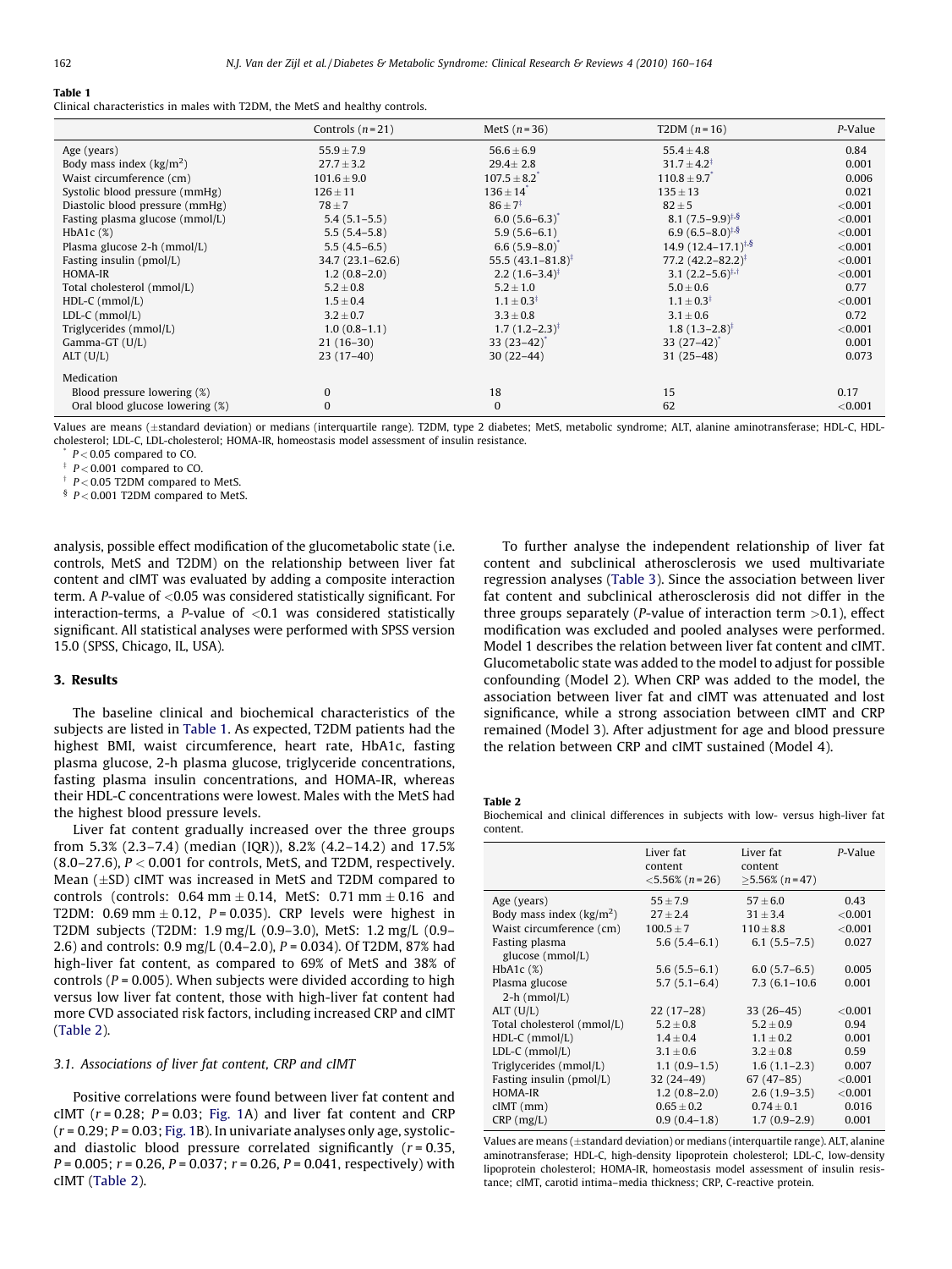**Table 1**
Clinical characteristics in males with T2DM, the MetS and healthy controls.

| | Controls ($n$ = 21) | MetS ($n$ = 36) | T2DM ($n$ = 16) | $P$-Value |
|---|---|---|---|---|
| Age (years) | 55.9 ± 7.9 | 56.6 ± 6.9 | 55.4 ± 4.8 | 0.84 |
| Body mass index (kg/m$^2$) | 27.7 ± 3.2 | 29.4 ± 2.8 | 31.7 ± 4.2[‡] | 0.001 |
| Waist circumference (cm) | 101.6 ± 9.0 | 107.5 ± 8.2[*] | 110.8 ± 9.7[*] | 0.006 |
| Systolic blood pressure (mmHg) | 126 ± 11 | 136 ± 14[*] | 135 ± 13 | 0.021 |
| Diastolic blood pressure (mmHg) | 78 ± 7 | 86 ± 7[‡] | 82 ± 5 | <0.001 |
| Fasting plasma glucose (mmol/L) | 5.4 (5.1–5.5) | 6.0 (5.6–6.3)[*] | 8.1 (7.5–9.9)[‡,§] | <0.001 |
| HbA1c (%) | 5.5 (5.4–5.8) | 5.9 (5.6–6.1) | 6.9 (6.5–8.0)[‡,§] | <0.001 |
| Plasma glucose 2-h (mmol/L) | 5.5 (4.5–6.5) | 6.6 (5.9–8.0)[*] | 14.9 (12.4–17.1)[‡,§] | <0.001 |
| Fasting insulin (pmol/L) | 34.7 (23.1–62.6) | 55.5 (43.1–81.8)[‡] | 77.2 (42.2–82.2)[‡] | <0.001 |
| HOMA-IR | 1.2 (0.8–2.0) | 2.2 (1.6–3.4)[‡] | 3.1 (2.2–5.6)[‡,†] | <0.001 |
| Total cholesterol (mmol/L) | 5.2 ± 0.8 | 5.2 ± 1.0 | 5.0 ± 0.6 | 0.77 |
| HDL-C (mmol/L) | 1.5 ± 0.4 | 1.1 ± 0.3[‡] | 1.1 ± 0.3[‡] | <0.001 |
| LDL-C (mmol/L) | 3.2 ± 0.7 | 3.3 ± 0.8 | 3.1 ± 0.6 | 0.72 |
| Triglycerides (mmol/L) | 1.0 (0.8–1.1) | 1.7 (1.2–2.3)[‡] | 1.8 (1.3–2.8)[‡] | <0.001 |
| Gamma-GT (U/L) | 21 (16–30) | 33 (23–42)[*] | 33 (27–42)[*] | 0.001 |
| ALT (U/L) | 23 (17–40) | 30 (22–44) | 31 (25–48) | 0.073 |
| Medication | | | | |
| Blood pressure lowering (%) | 0 | 18 | 15 | 0.17 |
| Oral blood glucose lowering (%) | 0 | 0 | 62 | <0.001 |

Values are means (±standard deviation) or medians (interquartile range). T2DM, type 2 diabetes; MetS, metabolic syndrome; ALT, alanine aminotransferase; HDL-C, HDL-cholesterol; LDL-C, LDL-cholesterol; HOMA-IR, homeostasis model assessment of insulin resistance.
[*] $P < 0.05$ compared to CO.
[‡] $P < 0.001$ compared to CO.
[†] $P < 0.05$ T2DM compared to MetS.
[§] $P < 0.001$ T2DM compared to MetS.

analysis, possible effect modification of the glucometabolic state (i.e. controls, MetS and T2DM) on the relationship between liver fat content and cIMT was evaluated by adding a composite interaction term. A $P$-value of <0.05 was considered statistically significant. For interaction-terms, a $P$-value of <0.1 was considered statistically significant. All statistical analyses were performed with SPSS version 15.0 (SPSS, Chicago, IL, USA).

## 3. Results

The baseline clinical and biochemical characteristics of the subjects are listed in Table 1. As expected, T2DM patients had the highest BMI, waist circumference, heart rate, HbA1c, fasting plasma glucose, 2-h plasma glucose, triglyceride concentrations, fasting plasma insulin concentrations, and HOMA-IR, whereas their HDL-C concentrations were lowest. Males with the MetS had the highest blood pressure levels.

Liver fat content gradually increased over the three groups from 5.3% (2.3–7.4) (median (IQR)), 8.2% (4.2–14.2) and 17.5% (8.0–27.6), $P < 0.001$ for controls, MetS, and T2DM, respectively. Mean (±SD) cIMT was increased in MetS and T2DM compared to controls (controls: 0.64 mm ± 0.14, MetS: 0.71 mm ± 0.16 and T2DM: 0.69 mm ± 0.12, $P$ = 0.035). CRP levels were highest in T2DM subjects (T2DM: 1.9 mg/L (0.9–3.0), MetS: 1.2 mg/L (0.9–2.6) and controls: 0.9 mg/L (0.4–2.0), $P$ = 0.034). Of T2DM, 87% had high-liver fat content, as compared to 69% of MetS and 38% of controls ($P$ = 0.005). When subjects were divided according to high versus low liver fat content, those with high-liver fat content had more CVD associated risk factors, including increased CRP and cIMT (Table 2).

### 3.1. Associations of liver fat content, CRP and cIMT

Positive correlations were found between liver fat content and cIMT ($r$ = 0.28; $P$ = 0.03; Fig. 1A) and liver fat content and CRP ($r$ = 0.29; $P$ = 0.03; Fig. 1B). In univariate analyses only age, systolic- and diastolic blood pressure correlated significantly ($r$ = 0.35, $P$ = 0.005; $r$ = 0.26, $P$ = 0.037; $r$ = 0.26, $P$ = 0.041, respectively) with cIMT (Table 2).

To further analyse the independent relationship of liver fat content and subclinical atherosclerosis we used multivariate regression analyses (Table 3). Since the association between liver fat content and subclinical atherosclerosis did not differ in the three groups separately ($P$-value of interaction term >0.1), effect modification was excluded and pooled analyses were performed. Model 1 describes the relation between liver fat content and cIMT. Glucometabolic state was added to the model to adjust for possible confounding (Model 2). When CRP was added to the model, the association between liver fat and cIMT was attenuated and lost significance, while a strong association between cIMT and CRP remained (Model 3). After adjustment for age and blood pressure the relation between CRP and cIMT sustained (Model 4).

**Table 2**
Biochemical and clinical differences in subjects with low- versus high-liver fat content.

| | Liver fat content <5.56% ($n$ = 26) | Liver fat content ≥5.56% ($n$ = 47) | $P$-Value |
|---|---|---|---|
| Age (years) | 55 ± 7.9 | 57 ± 6.0 | 0.43 |
| Body mass index (kg/m$^2$) | 27 ± 2.4 | 31 ± 3.4 | <0.001 |
| Waist circumference (cm) | 100.5 ± 7 | 110 ± 8.8 | <0.001 |
| Fasting plasma glucose (mmol/L) | 5.6 (5.4–6.1) | 6.1 (5.5–7.5) | 0.027 |
| HbA1c (%) | 5.6 (5.5–6.1) | 6.0 (5.7–6.5) | 0.005 |
| Plasma glucose 2-h (mmol/L) | 5.7 (5.1–6.4) | 7.3 (6.1–10.6 | 0.001 |
| ALT (U/L) | 22 (17–28) | 33 (26–45) | <0.001 |
| Total cholesterol (mmol/L) | 5.2 ± 0.8 | 5.2 ± 0.9 | 0.94 |
| HDL-C (mmol/L) | 1.4 ± 0.4 | 1.1 ± 0.2 | 0.001 |
| LDL-C (mmol/L) | 3.1 ± 0.6 | 3.2 ± 0.7 | 0.59 |
| Triglycerides (mmol/L) | 1.1 (0.9–1.5) | 1.6 (1.1–2.3) | 0.007 |
| Fasting insulin (pmol/L) | 32 (24–49) | 67 (47–85) | <0.001 |
| HOMA-IR | 1.2 (0.8–2.0) | 2.6 (1.9–3.5) | <0.001 |
| cIMT (mm) | 0.65 ± 0.2 | 0.74 ± 0.1 | 0.016 |
| CRP (mg/L) | 0.9 (0.4–1.8) | 1.7 (0.9–2.9) | 0.001 |

Values are means (±standard deviation) or medians (interquartile range). ALT, alanine aminotransferase; HDL-C, high-density lipoprotein cholesterol; LDL-C, low-density lipoprotein cholesterol; HOMA-IR, homeostasis model assessment of insulin resistance; cIMT, carotid intima–media thickness; CRP, C-reactive protein.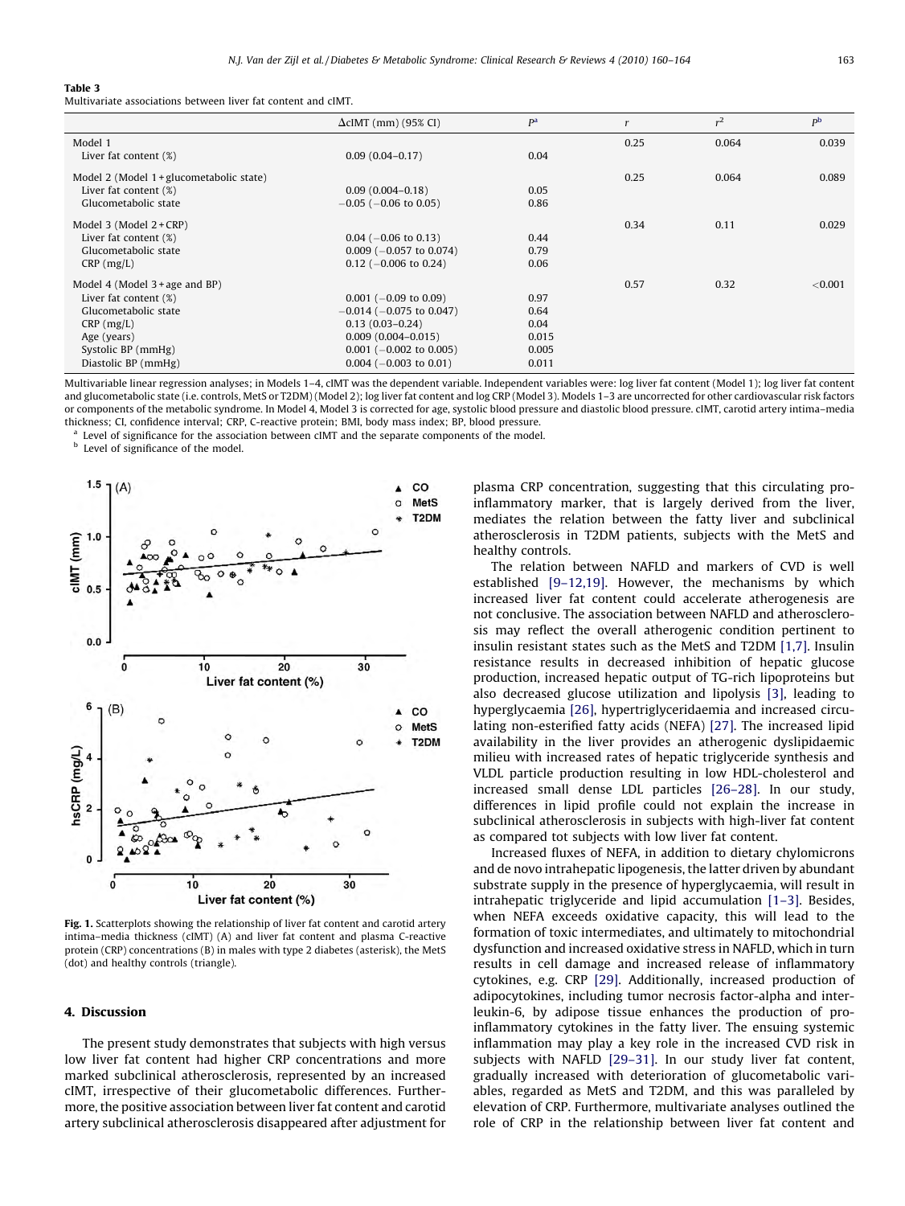**Table 3**
Multivariate associations between liver fat content and cIMT.

| | ΔcIMT (mm) (95% CI) | $P^a$ | $r$ | $r^2$ | $P^b$ |
|---|---|---|---|---|---|
| Model 1 | | | 0.25 | 0.064 | 0.039 |
| Liver fat content (%) | 0.09 (0.04–0.17) | 0.04 | | | |
| Model 2 (Model 1 + glucometabolic state) | | | 0.25 | 0.064 | 0.089 |
| Liver fat content (%) | 0.09 (0.004–0.18) | 0.05 | | | |
| Glucometabolic state | −0.05 (−0.06 to 0.05) | 0.86 | | | |
| Model 3 (Model 2 + CRP) | | | 0.34 | 0.11 | 0.029 |
| Liver fat content (%) | 0.04 (−0.06 to 0.13) | 0.44 | | | |
| Glucometabolic state | 0.009 (−0.057 to 0.074) | 0.79 | | | |
| CRP (mg/L) | 0.12 (−0.006 to 0.24) | 0.06 | | | |
| Model 4 (Model 3 + age and BP) | | | 0.57 | 0.32 | <0.001 |
| Liver fat content (%) | 0.001 (−0.09 to 0.09) | 0.97 | | | |
| Glucometabolic state | −0.014 (−0.075 to 0.047) | 0.64 | | | |
| CRP (mg/L) | 0.13 (0.03–0.24) | 0.04 | | | |
| Age (years) | 0.009 (0.004–0.015) | 0.015 | | | |
| Systolic BP (mmHg) | 0.001 (−0.002 to 0.005) | 0.005 | | | |
| Diastolic BP (mmHg) | 0.004 (−0.003 to 0.01) | 0.011 | | | |

Multivariable linear regression analyses; in Models 1–4, cIMT was the dependent variable. Independent variables were: log liver fat content (Model 1); log liver fat content and glucometabolic state (i.e. controls, MetS or T2DM) (Model 2); log liver fat content and log CRP (Model 3). Models 1–3 are uncorrected for other cardiovascular risk factors or components of the metabolic syndrome. In Model 4, Model 3 is corrected for age, systolic blood pressure and diastolic blood pressure. cIMT, carotid artery intima–media thickness; CI, confidence interval; CRP, C-reactive protein; BMI, body mass index; BP, blood pressure.

[a] Level of significance for the association between cIMT and the separate components of the model.

[b] Level of significance of the model.

**Fig. 1.** Scatterplots showing the relationship of liver fat content and carotid artery intima–media thickness (cIMT) (A) and liver fat content and plasma C-reactive protein (CRP) concentrations (B) in males with type 2 diabetes (asterisk), the MetS (dot) and healthy controls (triangle).

## 4. Discussion

The present study demonstrates that subjects with high versus low liver fat content had higher CRP concentrations and more marked subclinical atherosclerosis, represented by an increased cIMT, irrespective of their glucometabolic differences. Furthermore, the positive association between liver fat content and carotid artery subclinical atherosclerosis disappeared after adjustment for plasma CRP concentration, suggesting that this circulating pro-inflammatory marker, that is largely derived from the liver, mediates the relation between the fatty liver and subclinical atherosclerosis in T2DM patients, subjects with the MetS and healthy controls.

The relation between NAFLD and markers of CVD is well established [9–12,19]. However, the mechanisms by which increased liver fat content could accelerate atherogenesis are not conclusive. The association between NAFLD and atherosclerosis may reflect the overall atherogenic condition pertinent to insulin resistant states such as the MetS and T2DM [1,7]. Insulin resistance results in decreased inhibition of hepatic glucose production, increased hepatic output of TG-rich lipoproteins but also decreased glucose utilization and lipolysis [3], leading to hyperglycaemia [26], hypertriglyceridaemia and increased circulating non-esterified fatty acids (NEFA) [27]. The increased lipid availability in the liver provides an atherogenic dyslipidaemic milieu with increased rates of hepatic triglyceride synthesis and VLDL particle production resulting in low HDL-cholesterol and increased small dense LDL particles [26–28]. In our study, differences in lipid profile could not explain the increase in subclinical atherosclerosis in subjects with high-liver fat content as compared tot subjects with low liver fat content.

Increased fluxes of NEFA, in addition to dietary chylomicrons and de novo intrahepatic lipogenesis, the latter driven by abundant substrate supply in the presence of hyperglycaemia, will result in intrahepatic triglyceride and lipid accumulation [1–3]. Besides, when NEFA exceeds oxidative capacity, this will lead to the formation of toxic intermediates, and ultimately to mitochondrial dysfunction and increased oxidative stress in NAFLD, which in turn results in cell damage and increased release of inflammatory cytokines, e.g. CRP [29]. Additionally, increased production of adipocytokines, including tumor necrosis factor-alpha and interleukin-6, by adipose tissue enhances the production of pro-inflammatory cytokines in the fatty liver. The ensuing systemic inflammation may play a key role in the increased CVD risk in subjects with NAFLD [29–31]. In our study liver fat content, gradually increased with deterioration of glucometabolic variables, regarded as MetS and T2DM, and this was paralleled by elevation of CRP. Furthermore, multivariate analyses outlined the role of CRP in the relationship between liver fat content and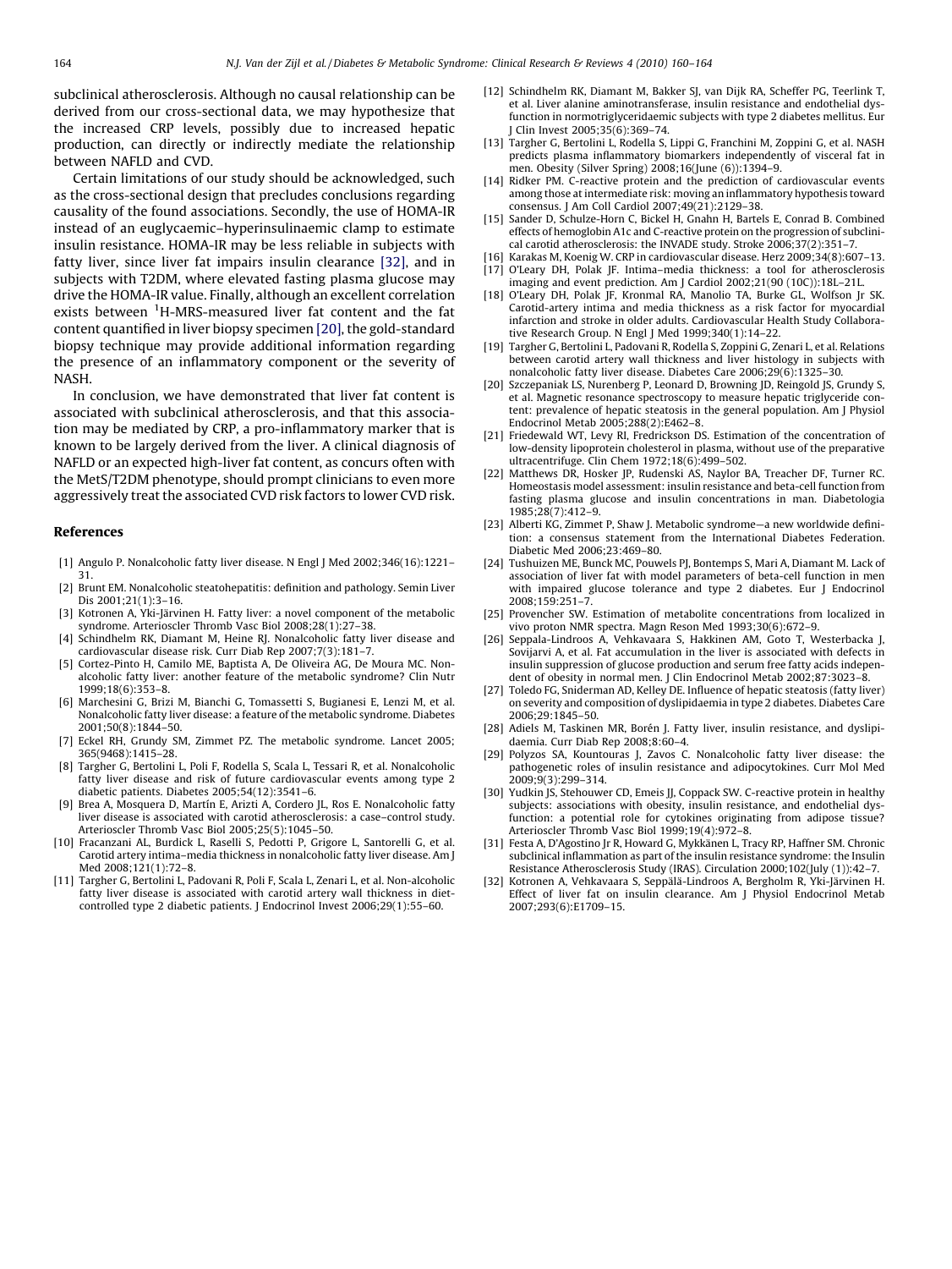subclinical atherosclerosis. Although no causal relationship can be derived from our cross-sectional data, we may hypothesize that the increased CRP levels, possibly due to increased hepatic production, can directly or indirectly mediate the relationship between NAFLD and CVD.

Certain limitations of our study should be acknowledged, such as the cross-sectional design that precludes conclusions regarding causality of the found associations. Secondly, the use of HOMA-IR instead of an euglycaemic–hyperinsulinaemic clamp to estimate insulin resistance. HOMA-IR may be less reliable in subjects with fatty liver, since liver fat impairs insulin clearance [32], and in subjects with T2DM, where elevated fasting plasma glucose may drive the HOMA-IR value. Finally, although an excellent correlation exists between $^{1}$H-MRS-measured liver fat content and the fat content quantified in liver biopsy specimen [20], the gold-standard biopsy technique may provide additional information regarding the presence of an inflammatory component or the severity of NASH.

In conclusion, we have demonstrated that liver fat content is associated with subclinical atherosclerosis, and that this association may be mediated by CRP, a pro-inflammatory marker that is known to be largely derived from the liver. A clinical diagnosis of NAFLD or an expected high-liver fat content, as concurs often with the MetS/T2DM phenotype, should prompt clinicians to even more aggressively treat the associated CVD risk factors to lower CVD risk.

## References

[1] Angulo P. Nonalcoholic fatty liver disease. N Engl J Med 2002;346(16):1221–31.

[2] Brunt EM. Nonalcoholic steatohepatitis: definition and pathology. Semin Liver Dis 2001;21(1):3–16.

[3] Kotronen A, Yki-Järvinen H. Fatty liver: a novel component of the metabolic syndrome. Arterioscler Thromb Vasc Biol 2008;28(1):27–38.

[4] Schindhelm RK, Diamant M, Heine RJ. Nonalcoholic fatty liver disease and cardiovascular disease risk. Curr Diab Rep 2007;7(3):181–7.

[5] Cortez-Pinto H, Camilo ME, Baptista A, De Oliveira AG, De Moura MC. Non-alcoholic fatty liver: another feature of the metabolic syndrome? Clin Nutr 1999;18(6):353–8.

[6] Marchesini G, Brizi M, Bianchi G, Tomassetti S, Bugianesi E, Lenzi M, et al. Nonalcoholic fatty liver disease: a feature of the metabolic syndrome. Diabetes 2001;50(8):1844–50.

[7] Eckel RH, Grundy SM, Zimmet PZ. The metabolic syndrome. Lancet 2005; 365(9468):1415–28.

[8] Targher G, Bertolini L, Poli F, Rodella S, Scala L, Tessari R, et al. Nonalcoholic fatty liver disease and risk of future cardiovascular events among type 2 diabetic patients. Diabetes 2005;54(12):3541–6.

[9] Brea A, Mosquera D, Martín E, Arizti A, Cordero JL, Ros E. Nonalcoholic fatty liver disease is associated with carotid atherosclerosis: a case–control study. Arterioscler Thromb Vasc Biol 2005;25(5):1045–50.

[10] Fracanzani AL, Burdick L, Raselli S, Pedotti P, Grigore L, Santorelli G, et al. Carotid artery intima–media thickness in nonalcoholic fatty liver disease. Am J Med 2008;121(1):72–8.

[11] Targher G, Bertolini L, Padovani R, Poli F, Scala L, Zenari L, et al. Non-alcoholic fatty liver disease is associated with carotid artery wall thickness in diet-controlled type 2 diabetic patients. J Endocrinol Invest 2006;29(1):55–60.

[12] Schindhelm RK, Diamant M, Bakker SJ, van Dijk RA, Scheffer PG, Teerlink T, et al. Liver alanine aminotransferase, insulin resistance and endothelial dysfunction in normotriglyceridaemic subjects with type 2 diabetes mellitus. Eur J Clin Invest 2005;35(6):369–74.

[13] Targher G, Bertolini L, Rodella S, Lippi G, Franchini M, Zoppini G, et al. NASH predicts plasma inflammatory biomarkers independently of visceral fat in men. Obesity (Silver Spring) 2008;16(June (6)):1394–9.

[14] Ridker PM. C-reactive protein and the prediction of cardiovascular events among those at intermediate risk: moving an inflammatory hypothesis toward consensus. J Am Coll Cardiol 2007;49(21):2129–38.

[15] Sander D, Schulze-Horn C, Bickel H, Gnahn H, Bartels E, Conrad B. Combined effects of hemoglobin A1c and C-reactive protein on the progression of subclinical carotid atherosclerosis: the INVADE study. Stroke 2006;37(2):351–7.

[16] Karakas M, Koenig W. CRP in cardiovascular disease. Herz 2009;34(8):607–13.

[17] O'Leary DH, Polak JF. Intima–media thickness: a tool for atherosclerosis imaging and event prediction. Am J Cardiol 2002;21(90 (10C)):18L–21L.

[18] O'Leary DH, Polak JF, Kronmal RA, Manolio TA, Burke GL, Wolfson Jr SK. Carotid-artery intima and media thickness as a risk factor for myocardial infarction and stroke in older adults. Cardiovascular Health Study Collaborative Research Group. N Engl J Med 1999;340(1):14–22.

[19] Targher G, Bertolini L, Padovani R, Rodella S, Zoppini G, Zenari L, et al. Relations between carotid artery wall thickness and liver histology in subjects with nonalcoholic fatty liver disease. Diabetes Care 2006;29(6):1325–30.

[20] Szczepaniak LS, Nurenberg P, Leonard D, Browning JD, Reingold JS, Grundy S, et al. Magnetic resonance spectroscopy to measure hepatic triglyceride content: prevalence of hepatic steatosis in the general population. Am J Physiol Endocrinol Metab 2005;288(2):E462–8.

[21] Friedewald WT, Levy RI, Fredrickson DS. Estimation of the concentration of low-density lipoprotein cholesterol in plasma, without use of the preparative ultracentrifuge. Clin Chem 1972;18(6):499–502.

[22] Matthews DR, Hosker JP, Rudenski AS, Naylor BA, Treacher DF, Turner RC. Homeostasis model assessment: insulin resistance and beta-cell function from fasting plasma glucose and insulin concentrations in man. Diabetologia 1985;28(7):412–9.

[23] Alberti KG, Zimmet P, Shaw J. Metabolic syndrome—a new worldwide definition: a consensus statement from the International Diabetes Federation. Diabetic Med 2006;23:469–80.

[24] Tushuizen ME, Bunck MC, Pouwels PJ, Bontemps S, Mari A, Diamant M. Lack of association of liver fat with model parameters of beta-cell function in men with impaired glucose tolerance and type 2 diabetes. Eur J Endocrinol 2008;159:251–7.

[25] Provencher SW. Estimation of metabolite concentrations from localized in vivo proton NMR spectra. Magn Reson Med 1993;30(6):672–9.

[26] Seppala-Lindroos A, Vehkavaara S, Hakkinen AM, Goto T, Westerbacka J, Sovijarvi A, et al. Fat accumulation in the liver is associated with defects in insulin suppression of glucose production and serum free fatty acids independent of obesity in normal men. J Clin Endocrinol Metab 2002;87:3023–8.

[27] Toledo FG, Sniderman AD, Kelley DE. Influence of hepatic steatosis (fatty liver) on severity and composition of dyslipidaemia in type 2 diabetes. Diabetes Care 2006;29:1845–50.

[28] Adiels M, Taskinen MR, Borén J. Fatty liver, insulin resistance, and dyslipidaemia. Curr Diab Rep 2008;8:60–4.

[29] Polyzos SA, Kountouras J, Zavos C. Nonalcoholic fatty liver disease: the pathogenetic roles of insulin resistance and adipocytokines. Curr Mol Med 2009;9(3):299–314.

[30] Yudkin JS, Stehouwer CD, Emeis JJ, Coppack SW. C-reactive protein in healthy subjects: associations with obesity, insulin resistance, and endothelial dysfunction: a potential role for cytokines originating from adipose tissue? Arterioscler Thromb Vasc Biol 1999;19(4):972–8.

[31] Festa A, D'Agostino Jr R, Howard G, Mykkänen L, Tracy RP, Haffner SM. Chronic subclinical inflammation as part of the insulin resistance syndrome: the Insulin Resistance Atherosclerosis Study (IRAS). Circulation 2000;102(July (1)):42–7.

[32] Kotronen A, Vehkavaara S, Seppälä-Lindroos A, Bergholm R, Yki-Järvinen H. Effect of liver fat on insulin clearance. Am J Physiol Endocrinol Metab 2007;293(6):E1709–15.